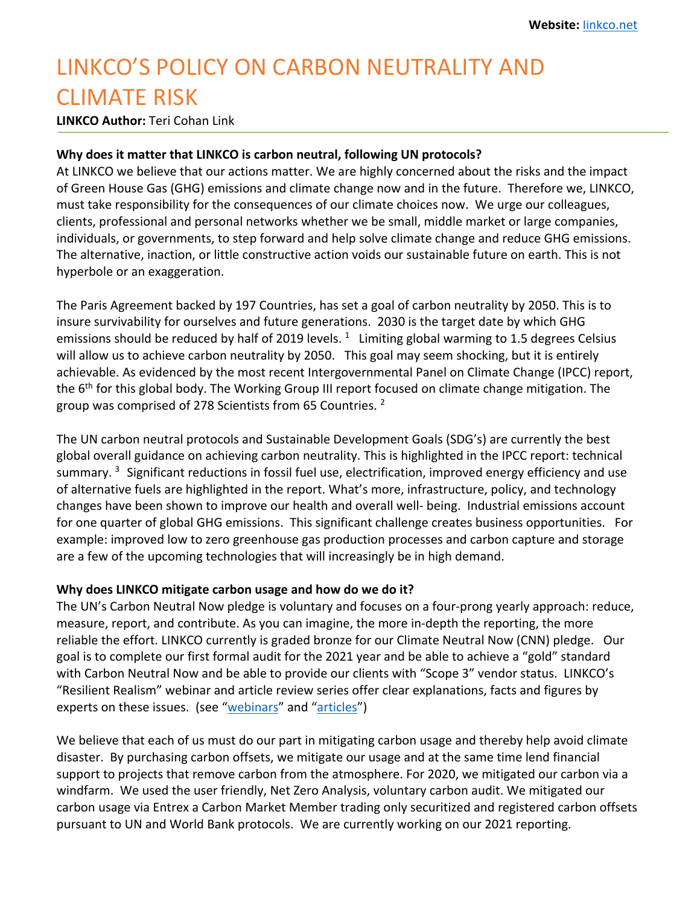**Website:** linkco.net

# LINKCO'S POLICY ON CARBON NEUTRALITY AND CLIMATE RISK

**LINKCO Author:** Teri Cohan Link

**Why does it matter that LINKCO is carbon neutral, following UN protocols?**

At LINKCO we believe that our actions matter. We are highly concerned about the risks and the impact of Green House Gas (GHG) emissions and climate change now and in the future. Therefore we, LINKCO, must take responsibility for the consequences of our climate choices now. We urge our colleagues, clients, professional and personal networks whether we be small, middle market or large companies, individuals, or governments, to step forward and help solve climate change and reduce GHG emissions. The alternative, inaction, or little constructive action voids our sustainable future on earth. This is not hyperbole or an exaggeration.

The Paris Agreement backed by 197 Countries, has set a goal of carbon neutrality by 2050. This is to insure survivability for ourselves and future generations. 2030 is the target date by which GHG emissions should be reduced by half of 2019 levels. [1] Limiting global warming to 1.5 degrees Celsius will allow us to achieve carbon neutrality by 2050. This goal may seem shocking, but it is entirely achievable. As evidenced by the most recent Intergovernmental Panel on Climate Change (IPCC) report, the 6th for this global body. The Working Group III report focused on climate change mitigation. The group was comprised of 278 Scientists from 65 Countries. [2]

The UN carbon neutral protocols and Sustainable Development Goals (SDG's) are currently the best global overall guidance on achieving carbon neutrality. This is highlighted in the IPCC report: technical summary. [3] Significant reductions in fossil fuel use, electrification, improved energy efficiency and use of alternative fuels are highlighted in the report. What's more, infrastructure, policy, and technology changes have been shown to improve our health and overall well- being. Industrial emissions account for one quarter of global GHG emissions. This significant challenge creates business opportunities. For example: improved low to zero greenhouse gas production processes and carbon capture and storage are a few of the upcoming technologies that will increasingly be in high demand.

**Why does LINKCO mitigate carbon usage and how do we do it?**

The UN's Carbon Neutral Now pledge is voluntary and focuses on a four-prong yearly approach: reduce, measure, report, and contribute. As you can imagine, the more in-depth the reporting, the more reliable the effort. LINKCO currently is graded bronze for our Climate Neutral Now (CNN) pledge. Our goal is to complete our first formal audit for the 2021 year and be able to achieve a "gold" standard with Carbon Neutral Now and be able to provide our clients with "Scope 3" vendor status. LINKCO's "Resilient Realism" webinar and article review series offer clear explanations, facts and figures by experts on these issues. (see "webinars" and "articles")

We believe that each of us must do our part in mitigating carbon usage and thereby help avoid climate disaster. By purchasing carbon offsets, we mitigate our usage and at the same time lend financial support to projects that remove carbon from the atmosphere. For 2020, we mitigated our carbon via a windfarm. We used the user friendly, Net Zero Analysis, voluntary carbon audit. We mitigated our carbon usage via Entrex a Carbon Market Member trading only securitized and registered carbon offsets pursuant to UN and World Bank protocols. We are currently working on our 2021 reporting.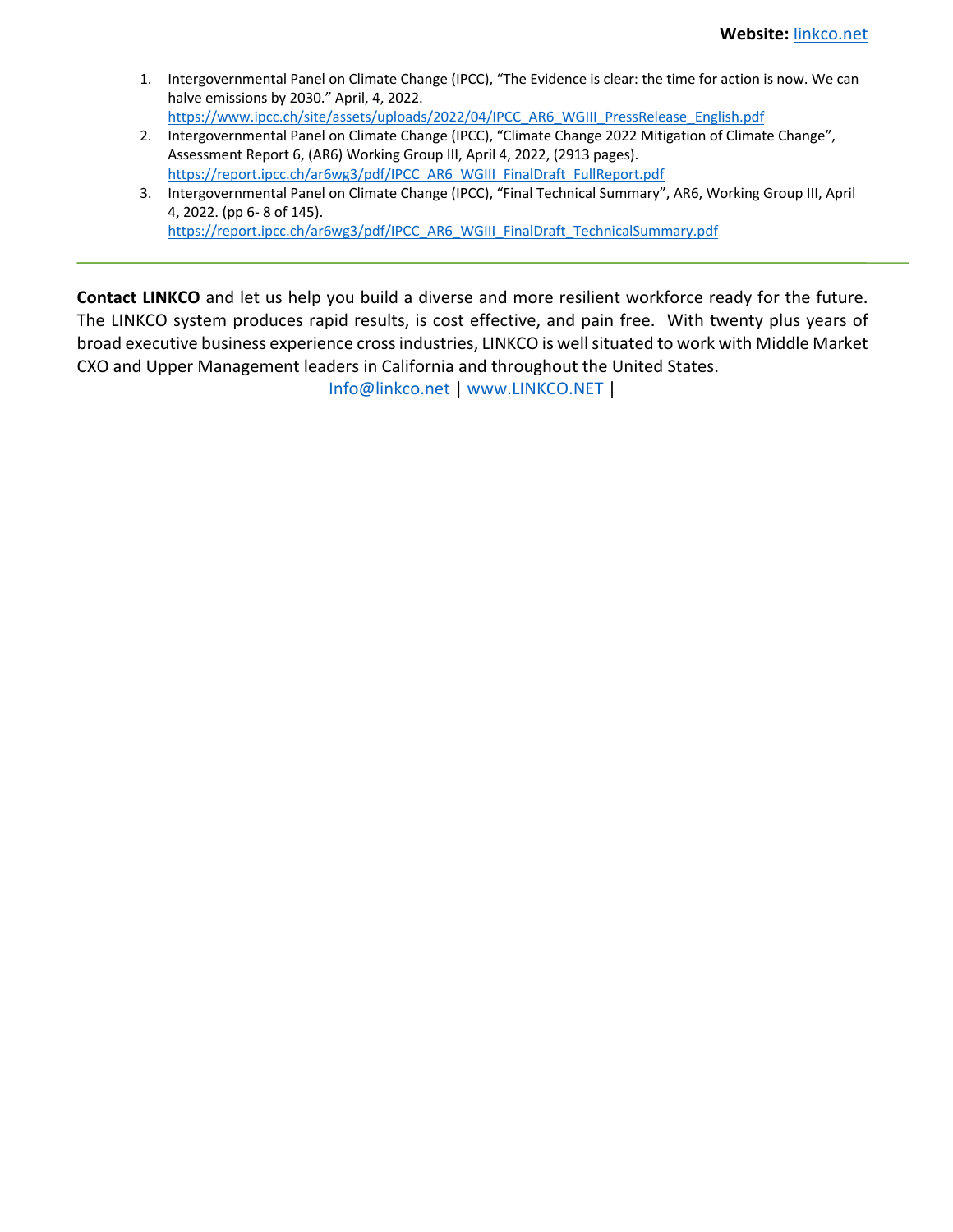1. Intergovernmental Panel on Climate Change (IPCC), "The Evidence is clear: the time for action is now. We can halve emissions by 2030." April, 4, 2022. https://www.ipcc.ch/site/assets/uploads/2022/04/IPCC_AR6_WGIII_PressRelease_English.pdf
2. Intergovernmental Panel on Climate Change (IPCC), "Climate Change 2022 Mitigation of Climate Change", Assessment Report 6, (AR6) Working Group III, April 4, 2022, (2913 pages). https://report.ipcc.ch/ar6wg3/pdf/IPCC_AR6_WGIII_FinalDraft_FullReport.pdf
3. Intergovernmental Panel on Climate Change (IPCC), "Final Technical Summary", AR6, Working Group III, April 4, 2022. (pp 6- 8 of 145). https://report.ipcc.ch/ar6wg3/pdf/IPCC_AR6_WGIII_FinalDraft_TechnicalSummary.pdf

---

**Contact LINKCO** and let us help you build a diverse and more resilient workforce ready for the future. The LINKCO system produces rapid results, is cost effective, and pain free. With twenty plus years of broad executive business experience cross industries, LINKCO is well situated to work with Middle Market CXO and Upper Management leaders in California and throughout the United States.

Info@linkco.net | www.LINKCO.NET |